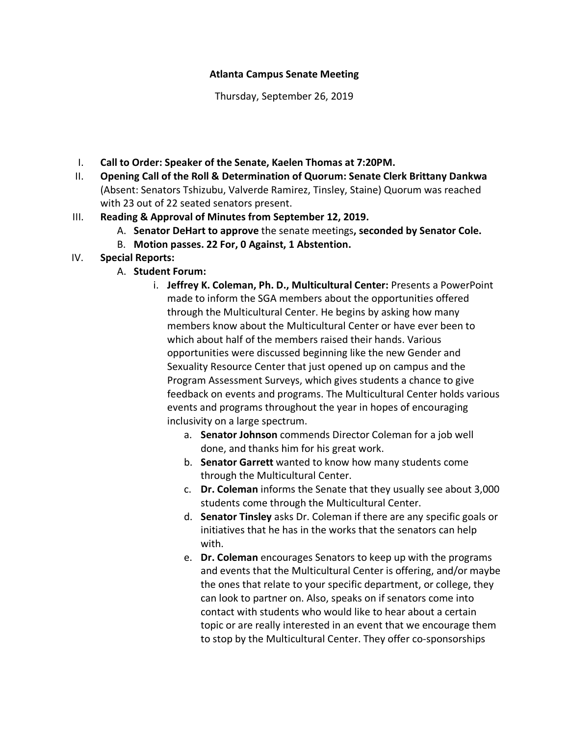**Atlanta Campus Senate Meeting**

Thursday, September 26, 2019

I. **Call to Order: Speaker of the Senate, Kaelen Thomas at 7:20PM.**

II. **Opening Call of the Roll & Determination of Quorum: Senate Clerk Brittany Dankwa** (Absent: Senators Tshizubu, Valverde Ramirez, Tinsley, Staine) Quorum was reached with 23 out of 22 seated senators present.

III. **Reading & Approval of Minutes from September 12, 2019.**

   A. **Senator DeHart to approve** the senate meetings**, seconded by Senator Cole.**

   B. **Motion passes. 22 For, 0 Against, 1 Abstention.**

IV. **Special Reports:**

   A. **Student Forum:**

      i. **Jeffrey K. Coleman, Ph. D., Multicultural Center:** Presents a PowerPoint made to inform the SGA members about the opportunities offered through the Multicultural Center. He begins by asking how many members know about the Multicultural Center or have ever been to which about half of the members raised their hands. Various opportunities were discussed beginning like the new Gender and Sexuality Resource Center that just opened up on campus and the Program Assessment Surveys, which gives students a chance to give feedback on events and programs. The Multicultural Center holds various events and programs throughout the year in hopes of encouraging inclusivity on a large spectrum.

         a. **Senator Johnson** commends Director Coleman for a job well done, and thanks him for his great work.

         b. **Senator Garrett** wanted to know how many students come through the Multicultural Center.

         c. **Dr. Coleman** informs the Senate that they usually see about 3,000 students come through the Multicultural Center.

         d. **Senator Tinsley** asks Dr. Coleman if there are any specific goals or initiatives that he has in the works that the senators can help with.

         e. **Dr. Coleman** encourages Senators to keep up with the programs and events that the Multicultural Center is offering, and/or maybe the ones that relate to your specific department, or college, they can look to partner on. Also, speaks on if senators come into contact with students who would like to hear about a certain topic or are really interested in an event that we encourage them to stop by the Multicultural Center. They offer co-sponsorships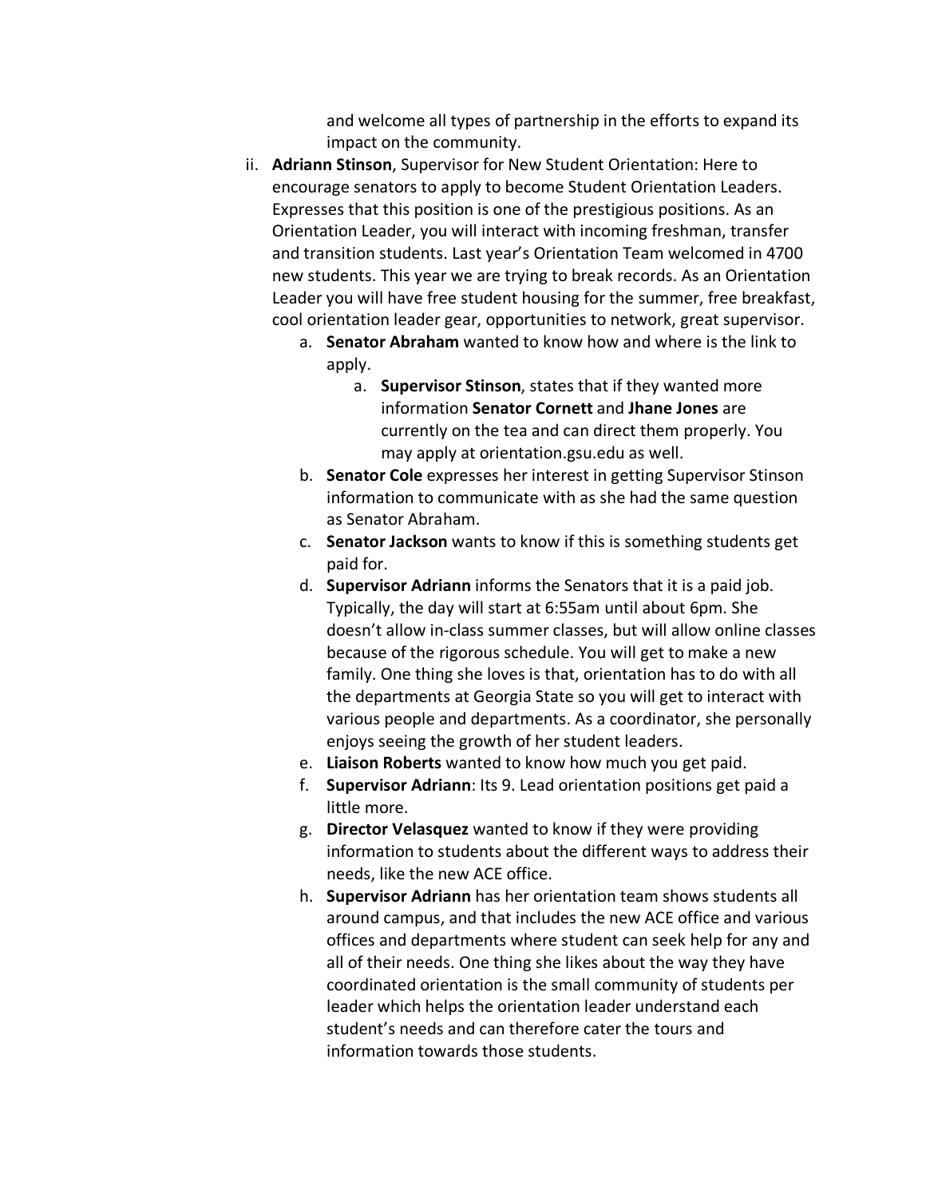and welcome all types of partnership in the efforts to expand its impact on the community.

ii. **Adriann Stinson**, Supervisor for New Student Orientation: Here to encourage senators to apply to become Student Orientation Leaders. Expresses that this position is one of the prestigious positions. As an Orientation Leader, you will interact with incoming freshman, transfer and transition students. Last year's Orientation Team welcomed in 4700 new students. This year we are trying to break records. As an Orientation Leader you will have free student housing for the summer, free breakfast, cool orientation leader gear, opportunities to network, great supervisor.

   a. **Senator Abraham** wanted to know how and where is the link to apply.
      a. **Supervisor Stinson**, states that if they wanted more information **Senator Cornett** and **Jhane Jones** are currently on the tea and can direct them properly. You may apply at orientation.gsu.edu as well.
   b. **Senator Cole** expresses her interest in getting Supervisor Stinson information to communicate with as she had the same question as Senator Abraham.
   c. **Senator Jackson** wants to know if this is something students get paid for.
   d. **Supervisor Adriann** informs the Senators that it is a paid job. Typically, the day will start at 6:55am until about 6pm. She doesn't allow in-class summer classes, but will allow online classes because of the rigorous schedule. You will get to make a new family. One thing she loves is that, orientation has to do with all the departments at Georgia State so you will get to interact with various people and departments. As a coordinator, she personally enjoys seeing the growth of her student leaders.
   e. **Liaison Roberts** wanted to know how much you get paid.
   f. **Supervisor Adriann**: Its 9. Lead orientation positions get paid a little more.
   g. **Director Velasquez** wanted to know if they were providing information to students about the different ways to address their needs, like the new ACE office.
   h. **Supervisor Adriann** has her orientation team shows students all around campus, and that includes the new ACE office and various offices and departments where student can seek help for any and all of their needs. One thing she likes about the way they have coordinated orientation is the small community of students per leader which helps the orientation leader understand each student's needs and can therefore cater the tours and information towards those students.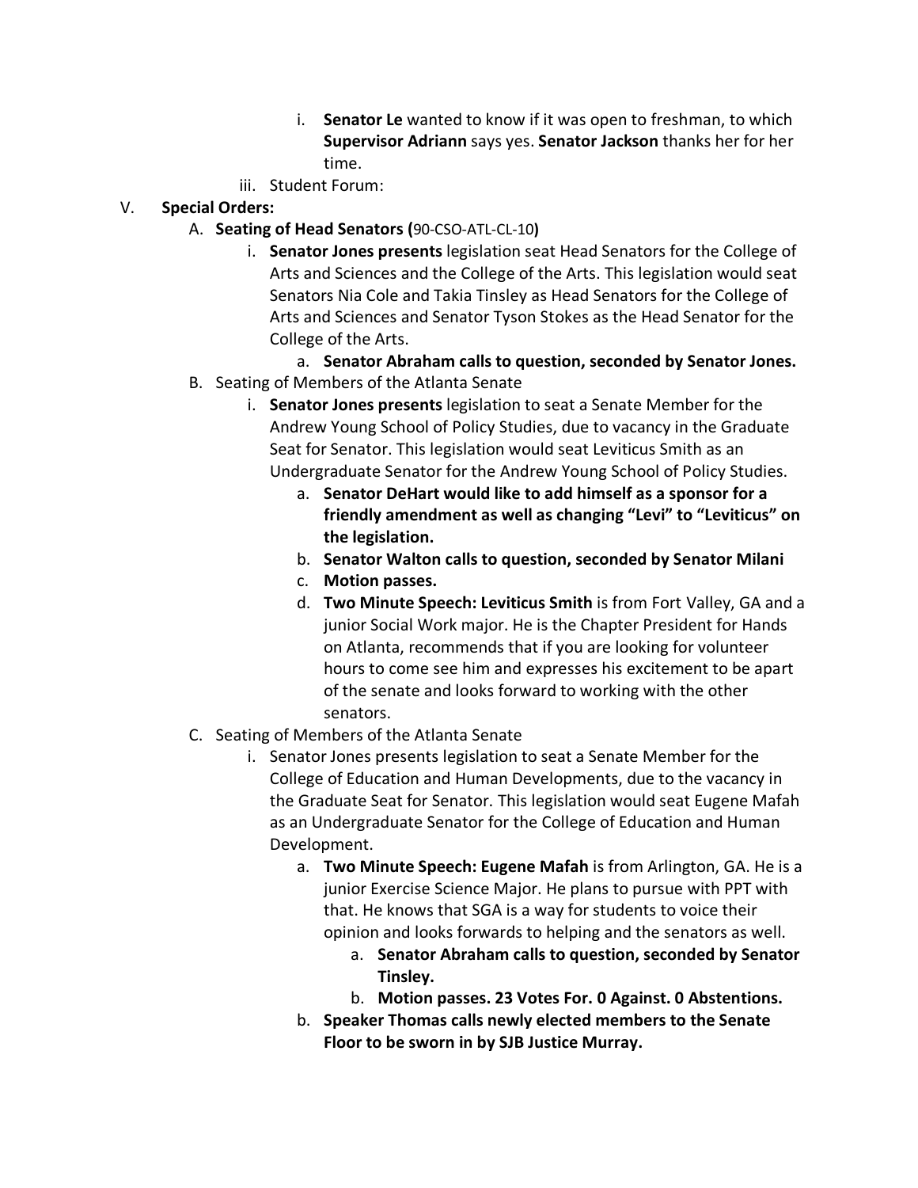i. **Senator Le** wanted to know if it was open to freshman, to which **Supervisor Adriann** says yes. **Senator Jackson** thanks her for her time.

iii. Student Forum:

V. **Special Orders:**

A. **Seating of Head Senators (**90-CSO-ATL-CL-10**)**

i. **Senator Jones presents** legislation seat Head Senators for the College of Arts and Sciences and the College of the Arts. This legislation would seat Senators Nia Cole and Takia Tinsley as Head Senators for the College of Arts and Sciences and Senator Tyson Stokes as the Head Senator for the College of the Arts.

a. **Senator Abraham calls to question, seconded by Senator Jones.**

B. Seating of Members of the Atlanta Senate

i. **Senator Jones presents** legislation to seat a Senate Member for the Andrew Young School of Policy Studies, due to vacancy in the Graduate Seat for Senator. This legislation would seat Leviticus Smith as an Undergraduate Senator for the Andrew Young School of Policy Studies.

a. **Senator DeHart would like to add himself as a sponsor for a friendly amendment as well as changing "Levi" to "Leviticus" on the legislation.**

b. **Senator Walton calls to question, seconded by Senator Milani**

c. **Motion passes.**

d. **Two Minute Speech: Leviticus Smith** is from Fort Valley, GA and a junior Social Work major. He is the Chapter President for Hands on Atlanta, recommends that if you are looking for volunteer hours to come see him and expresses his excitement to be apart of the senate and looks forward to working with the other senators.

C. Seating of Members of the Atlanta Senate

i. Senator Jones presents legislation to seat a Senate Member for the College of Education and Human Developments, due to the vacancy in the Graduate Seat for Senator. This legislation would seat Eugene Mafah as an Undergraduate Senator for the College of Education and Human Development.

a. **Two Minute Speech: Eugene Mafah** is from Arlington, GA. He is a junior Exercise Science Major. He plans to pursue with PPT with that. He knows that SGA is a way for students to voice their opinion and looks forwards to helping and the senators as well.

a. **Senator Abraham calls to question, seconded by Senator Tinsley.**

b. **Motion passes. 23 Votes For. 0 Against. 0 Abstentions.**

b. **Speaker Thomas calls newly elected members to the Senate Floor to be sworn in by SJB Justice Murray.**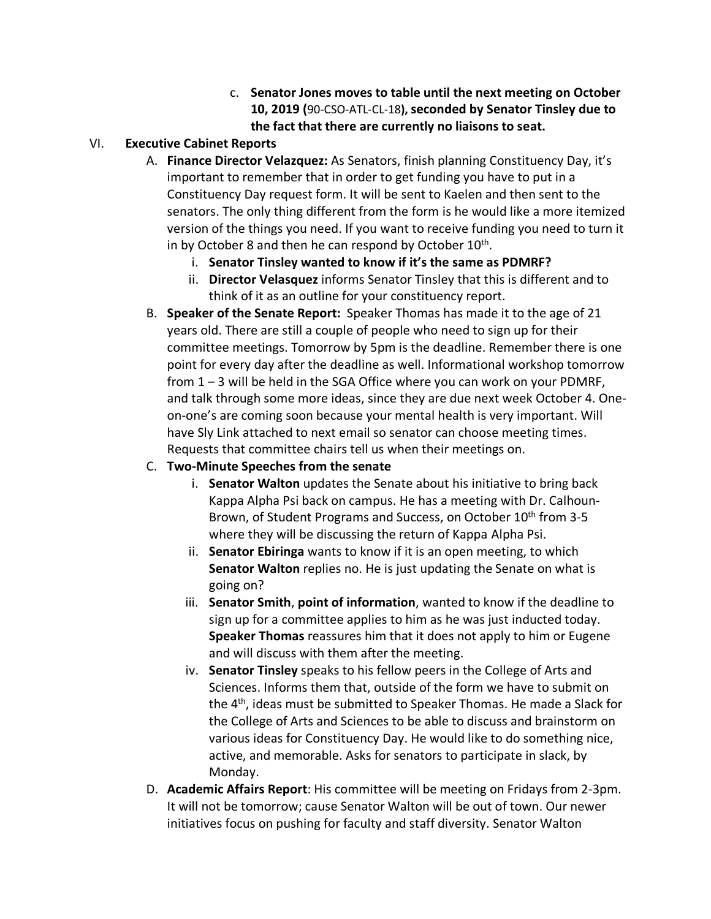c. **Senator Jones moves to table until the next meeting on October 10, 2019 (**90-CSO-ATL-CL-18**), seconded by Senator Tinsley due to the fact that there are currently no liaisons to seat.**

VI. **Executive Cabinet Reports**

A. **Finance Director Velazquez:** As Senators, finish planning Constituency Day, it's important to remember that in order to get funding you have to put in a Constituency Day request form. It will be sent to Kaelen and then sent to the senators. The only thing different from the form is he would like a more itemized version of the things you need. If you want to receive funding you need to turn it in by October 8 and then he can respond by October 10th.

   i. **Senator Tinsley wanted to know if it's the same as PDMRF?**

   ii. **Director Velasquez** informs Senator Tinsley that this is different and to think of it as an outline for your constituency report.

B. **Speaker of the Senate Report:** Speaker Thomas has made it to the age of 21 years old. There are still a couple of people who need to sign up for their committee meetings. Tomorrow by 5pm is the deadline. Remember there is one point for every day after the deadline as well. Informational workshop tomorrow from 1 – 3 will be held in the SGA Office where you can work on your PDMRF, and talk through some more ideas, since they are due next week October 4. One-on-one's are coming soon because your mental health is very important. Will have Sly Link attached to next email so senator can choose meeting times. Requests that committee chairs tell us when their meetings on.

C. **Two-Minute Speeches from the senate**

   i. **Senator Walton** updates the Senate about his initiative to bring back Kappa Alpha Psi back on campus. He has a meeting with Dr. Calhoun-Brown, of Student Programs and Success, on October 10th from 3-5 where they will be discussing the return of Kappa Alpha Psi.

   ii. **Senator Ebiringa** wants to know if it is an open meeting, to which **Senator Walton** replies no. He is just updating the Senate on what is going on?

   iii. **Senator Smith**, **point of information**, wanted to know if the deadline to sign up for a committee applies to him as he was just inducted today. **Speaker Thomas** reassures him that it does not apply to him or Eugene and will discuss with them after the meeting.

   iv. **Senator Tinsley** speaks to his fellow peers in the College of Arts and Sciences. Informs them that, outside of the form we have to submit on the 4th, ideas must be submitted to Speaker Thomas. He made a Slack for the College of Arts and Sciences to be able to discuss and brainstorm on various ideas for Constituency Day. He would like to do something nice, active, and memorable. Asks for senators to participate in slack, by Monday.

D. **Academic Affairs Report**: His committee will be meeting on Fridays from 2-3pm. It will not be tomorrow; cause Senator Walton will be out of town. Our newer initiatives focus on pushing for faculty and staff diversity. Senator Walton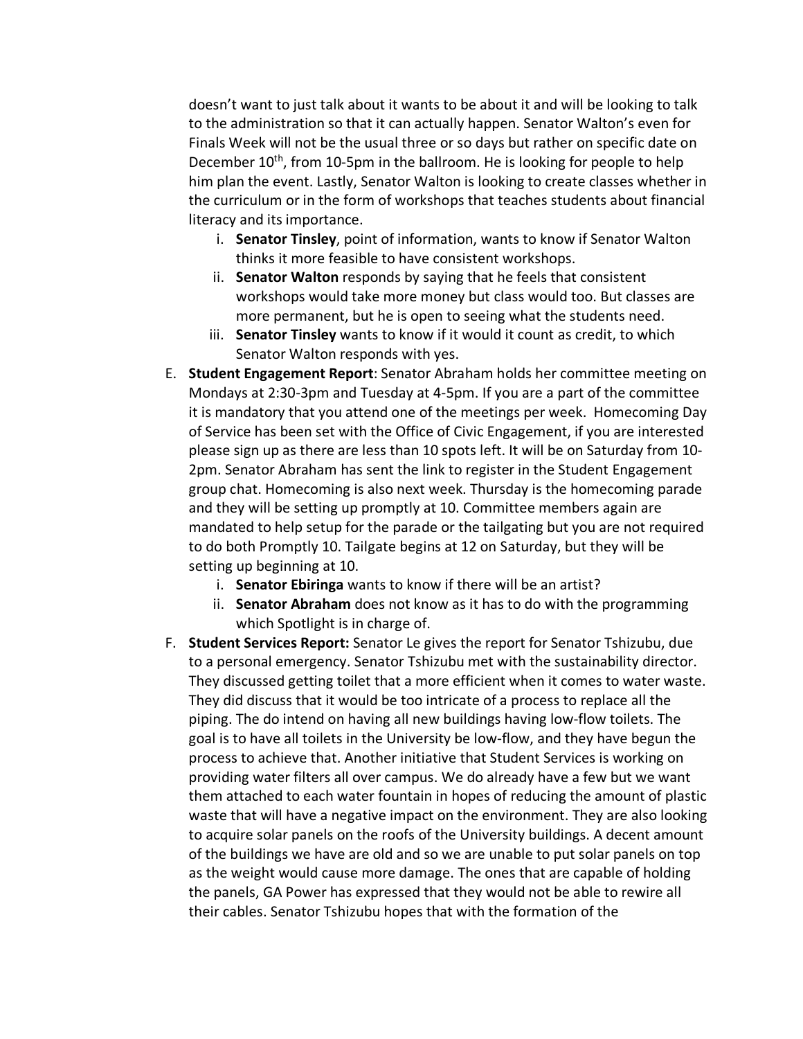doesn't want to just talk about it wants to be about it and will be looking to talk to the administration so that it can actually happen. Senator Walton's even for Finals Week will not be the usual three or so days but rather on specific date on December 10th, from 10-5pm in the ballroom. He is looking for people to help him plan the event. Lastly, Senator Walton is looking to create classes whether in the curriculum or in the form of workshops that teaches students about financial literacy and its importance.

i. **Senator Tinsley**, point of information, wants to know if Senator Walton thinks it more feasible to have consistent workshops.
ii. **Senator Walton** responds by saying that he feels that consistent workshops would take more money but class would too. But classes are more permanent, but he is open to seeing what the students need.
iii. **Senator Tinsley** wants to know if it would it count as credit, to which Senator Walton responds with yes.

E. **Student Engagement Report**: Senator Abraham holds her committee meeting on Mondays at 2:30-3pm and Tuesday at 4-5pm. If you are a part of the committee it is mandatory that you attend one of the meetings per week. Homecoming Day of Service has been set with the Office of Civic Engagement, if you are interested please sign up as there are less than 10 spots left. It will be on Saturday from 10-2pm. Senator Abraham has sent the link to register in the Student Engagement group chat. Homecoming is also next week. Thursday is the homecoming parade and they will be setting up promptly at 10. Committee members again are mandated to help setup for the parade or the tailgating but you are not required to do both Promptly 10. Tailgate begins at 12 on Saturday, but they will be setting up beginning at 10.

i. **Senator Ebiringa** wants to know if there will be an artist?
ii. **Senator Abraham** does not know as it has to do with the programming which Spotlight is in charge of.

F. **Student Services Report:** Senator Le gives the report for Senator Tshizubu, due to a personal emergency. Senator Tshizubu met with the sustainability director. They discussed getting toilet that a more efficient when it comes to water waste. They did discuss that it would be too intricate of a process to replace all the piping. The do intend on having all new buildings having low-flow toilets. The goal is to have all toilets in the University be low-flow, and they have begun the process to achieve that. Another initiative that Student Services is working on providing water filters all over campus. We do already have a few but we want them attached to each water fountain in hopes of reducing the amount of plastic waste that will have a negative impact on the environment. They are also looking to acquire solar panels on the roofs of the University buildings. A decent amount of the buildings we have are old and so we are unable to put solar panels on top as the weight would cause more damage. The ones that are capable of holding the panels, GA Power has expressed that they would not be able to rewire all their cables. Senator Tshizubu hopes that with the formation of the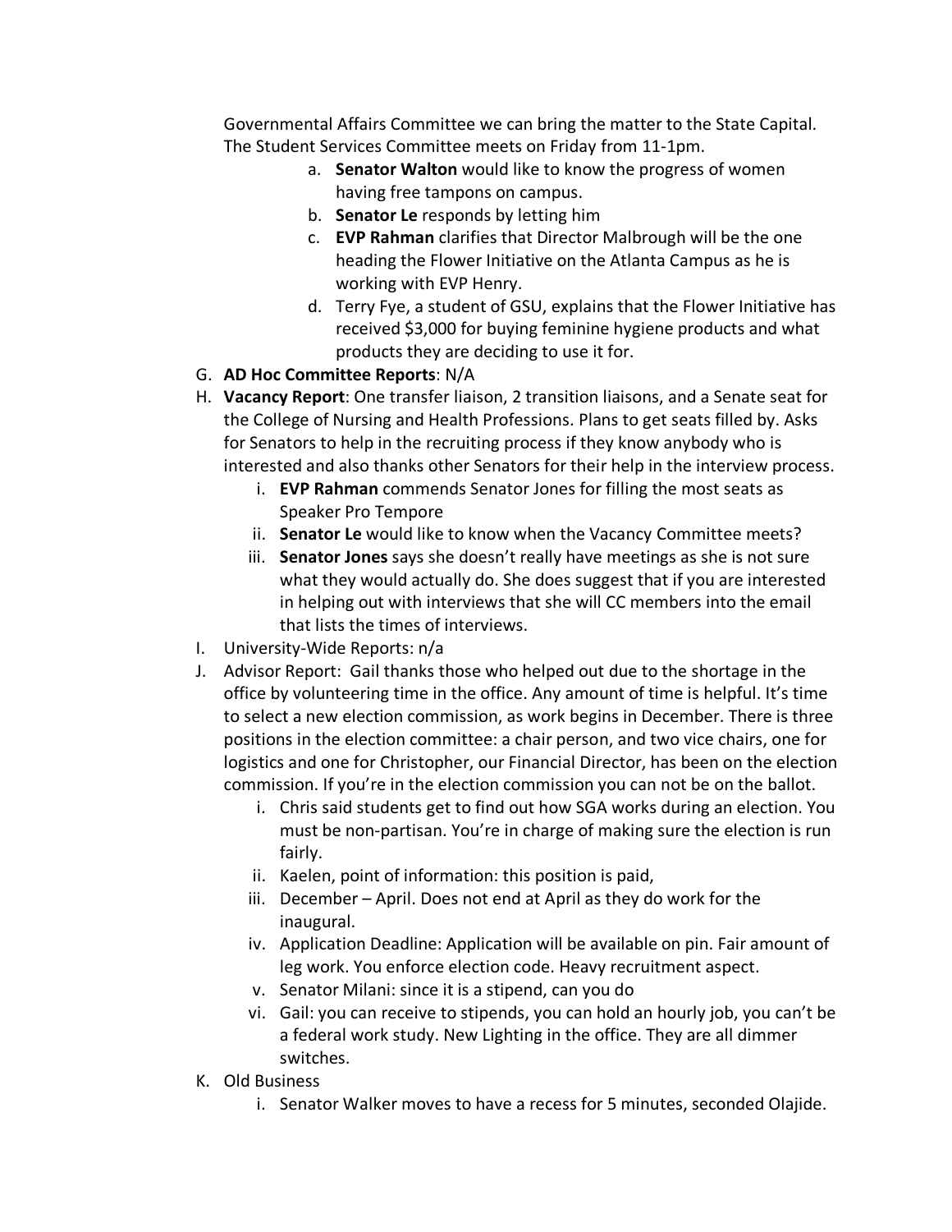Governmental Affairs Committee we can bring the matter to the State Capital. The Student Services Committee meets on Friday from 11-1pm.

a. **Senator Walton** would like to know the progress of women having free tampons on campus.
b. **Senator Le** responds by letting him
c. **EVP Rahman** clarifies that Director Malbrough will be the one heading the Flower Initiative on the Atlanta Campus as he is working with EVP Henry.
d. Terry Fye, a student of GSU, explains that the Flower Initiative has received $3,000 for buying feminine hygiene products and what products they are deciding to use it for.

G. **AD Hoc Committee Reports**: N/A

H. **Vacancy Report**: One transfer liaison, 2 transition liaisons, and a Senate seat for the College of Nursing and Health Professions. Plans to get seats filled by. Asks for Senators to help in the recruiting process if they know anybody who is interested and also thanks other Senators for their help in the interview process.

i. **EVP Rahman** commends Senator Jones for filling the most seats as Speaker Pro Tempore
ii. **Senator Le** would like to know when the Vacancy Committee meets?
iii. **Senator Jones** says she doesn't really have meetings as she is not sure what they would actually do. She does suggest that if you are interested in helping out with interviews that she will CC members into the email that lists the times of interviews.

I. University-Wide Reports: n/a

J. Advisor Report: Gail thanks those who helped out due to the shortage in the office by volunteering time in the office. Any amount of time is helpful. It's time to select a new election commission, as work begins in December. There is three positions in the election committee: a chair person, and two vice chairs, one for logistics and one for Christopher, our Financial Director, has been on the election commission. If you're in the election commission you can not be on the ballot.

i. Chris said students get to find out how SGA works during an election. You must be non-partisan. You're in charge of making sure the election is run fairly.
ii. Kaelen, point of information: this position is paid,
iii. December – April. Does not end at April as they do work for the inaugural.
iv. Application Deadline: Application will be available on pin. Fair amount of leg work. You enforce election code. Heavy recruitment aspect.
v. Senator Milani: since it is a stipend, can you do
vi. Gail: you can receive to stipends, you can hold an hourly job, you can't be a federal work study. New Lighting in the office. They are all dimmer switches.

K. Old Business

i. Senator Walker moves to have a recess for 5 minutes, seconded Olajide.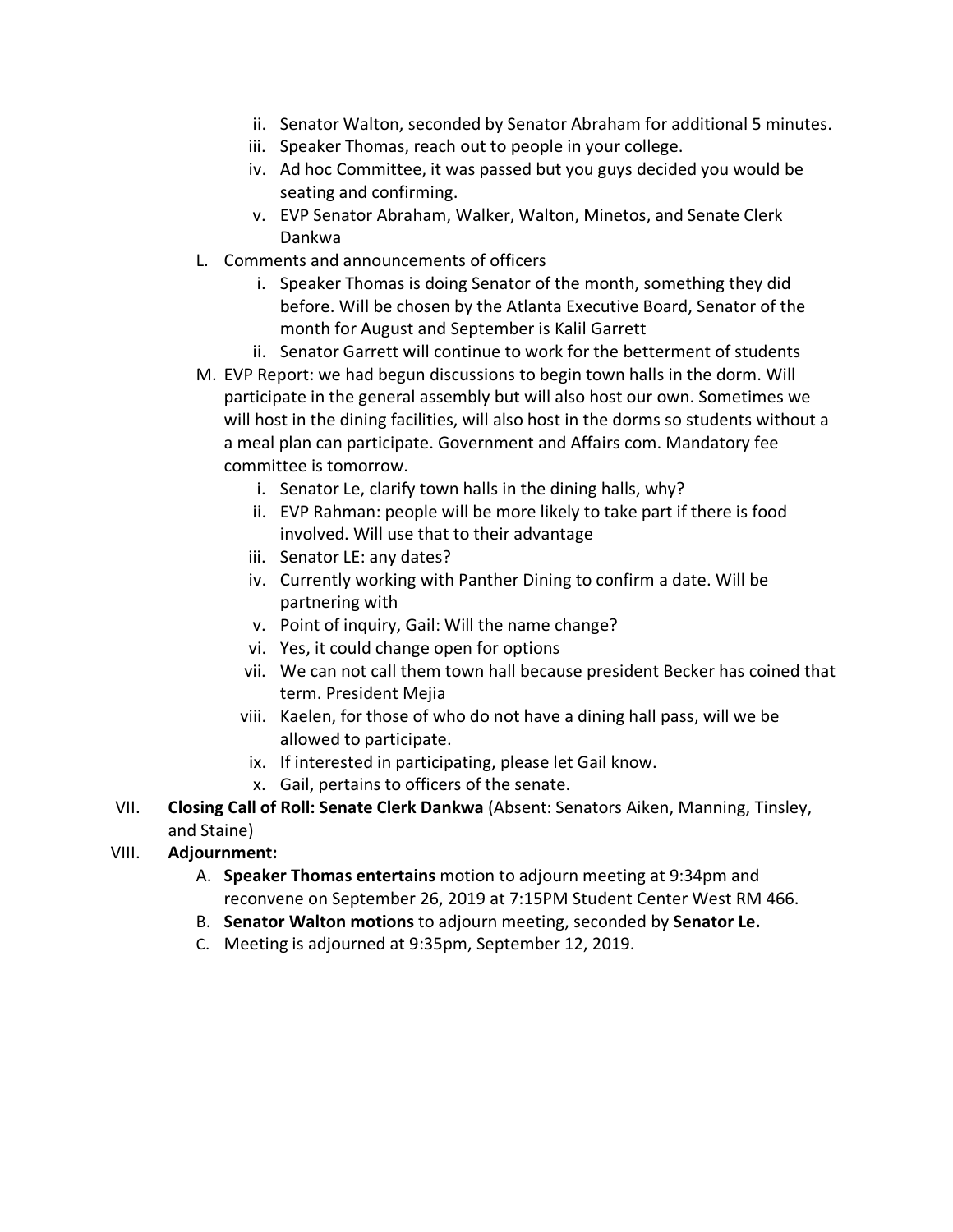ii. Senator Walton, seconded by Senator Abraham for additional 5 minutes.
iii. Speaker Thomas, reach out to people in your college.
iv. Ad hoc Committee, it was passed but you guys decided you would be seating and confirming.
v. EVP Senator Abraham, Walker, Walton, Minetos, and Senate Clerk Dankwa

L. Comments and announcements of officers
   i. Speaker Thomas is doing Senator of the month, something they did before. Will be chosen by the Atlanta Executive Board, Senator of the month for August and September is Kalil Garrett
   ii. Senator Garrett will continue to work for the betterment of students

M. EVP Report: we had begun discussions to begin town halls in the dorm. Will participate in the general assembly but will also host our own. Sometimes we will host in the dining facilities, will also host in the dorms so students without a a meal plan can participate. Government and Affairs com. Mandatory fee committee is tomorrow.
   i. Senator Le, clarify town halls in the dining halls, why?
   ii. EVP Rahman: people will be more likely to take part if there is food involved. Will use that to their advantage
   iii. Senator LE: any dates?
   iv. Currently working with Panther Dining to confirm a date. Will be partnering with
   v. Point of inquiry, Gail: Will the name change?
   vi. Yes, it could change open for options
   vii. We can not call them town hall because president Becker has coined that term. President Mejia
   viii. Kaelen, for those of who do not have a dining hall pass, will we be allowed to participate.
   ix. If interested in participating, please let Gail know.
   x. Gail, pertains to officers of the senate.

VII. **Closing Call of Roll: Senate Clerk Dankwa** (Absent: Senators Aiken, Manning, Tinsley, and Staine)

VIII. **Adjournment:**
   A. **Speaker Thomas entertains** motion to adjourn meeting at 9:34pm and reconvene on September 26, 2019 at 7:15PM Student Center West RM 466.
   B. **Senator Walton motions** to adjourn meeting, seconded by **Senator Le.**
   C. Meeting is adjourned at 9:35pm, September 12, 2019.